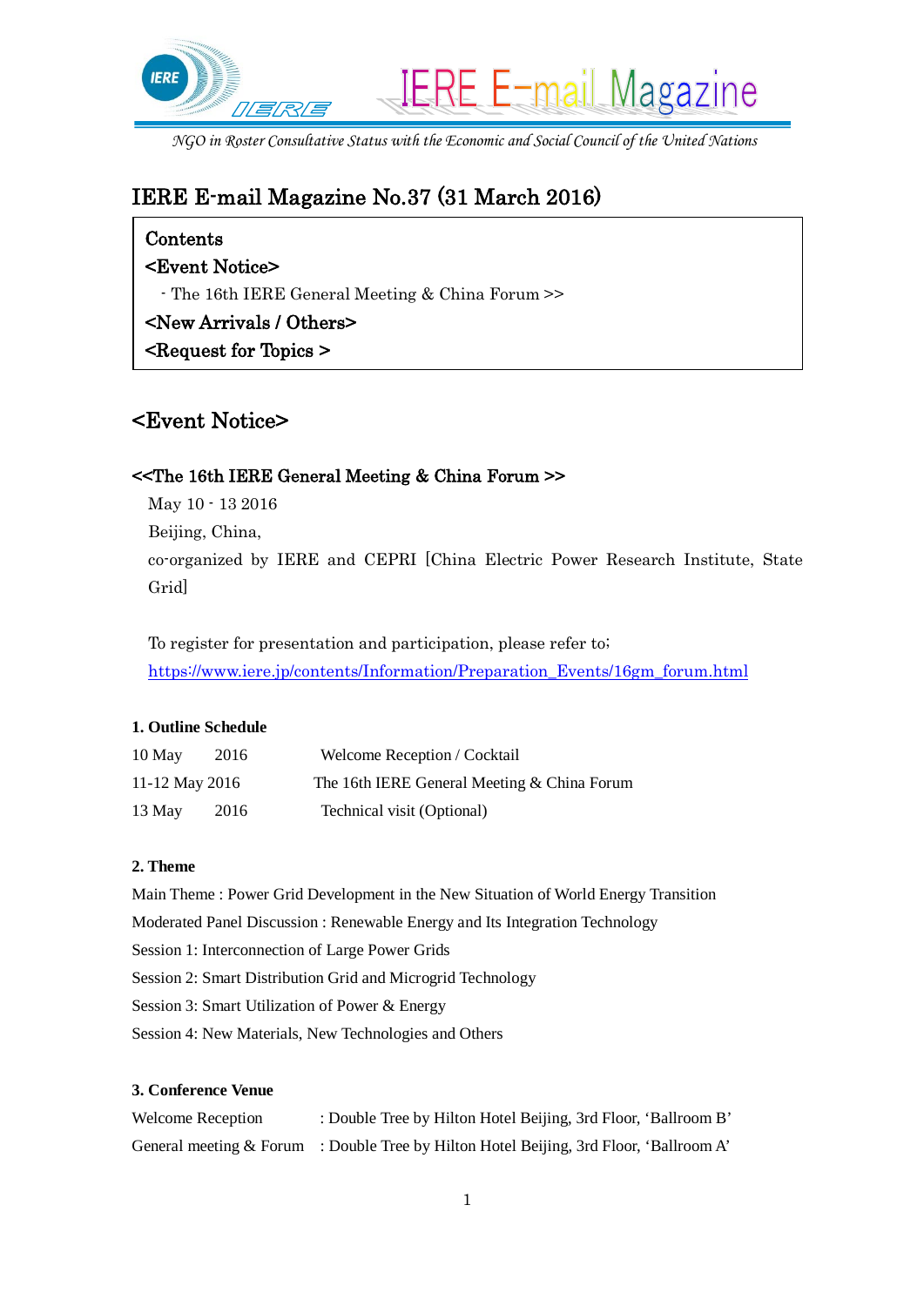IERE E-mail Magazine

*NGO in Roster Consultative Status with the Economic and Social Council of the United Nations*

# IERE E-mail Magazine No.37 (31 March 2016)

**Contents**

**<Event Notice>**

- The 16th IERE General Meeting & China Forum >>

**<New Arrivals / Others>**

**<Request for Topics >**

## <Event Notice>

### <<The 16th IERE General Meeting & China Forum >>

May 10 - 13 2016

Beijing, China,

co-organized by IERE and CEPRI [China Electric Power Research Institute, State Grid]

To register for presentation and participation, please refer to;
https://www.iere.jp/contents/Information/Preparation_Events/16gm_forum.html

**1. Outline Schedule**

| | |
|---|---|
| 10 May 2016 | Welcome Reception / Cocktail |
| 11-12 May 2016 | The 16th IERE General Meeting & China Forum |
| 13 May 2016 | Technical visit (Optional) |

**2. Theme**

Main Theme : Power Grid Development in the New Situation of World Energy Transition

Moderated Panel Discussion : Renewable Energy and Its Integration Technology

Session 1: Interconnection of Large Power Grids

Session 2: Smart Distribution Grid and Microgrid Technology

Session 3: Smart Utilization of Power & Energy

Session 4: New Materials, New Technologies and Others

**3. Conference Venue**

| | |
|---|---|
| Welcome Reception | : Double Tree by Hilton Hotel Beijing, 3rd Floor, 'Ballroom B' |
| General meeting & Forum | : Double Tree by Hilton Hotel Beijing, 3rd Floor, 'Ballroom A' |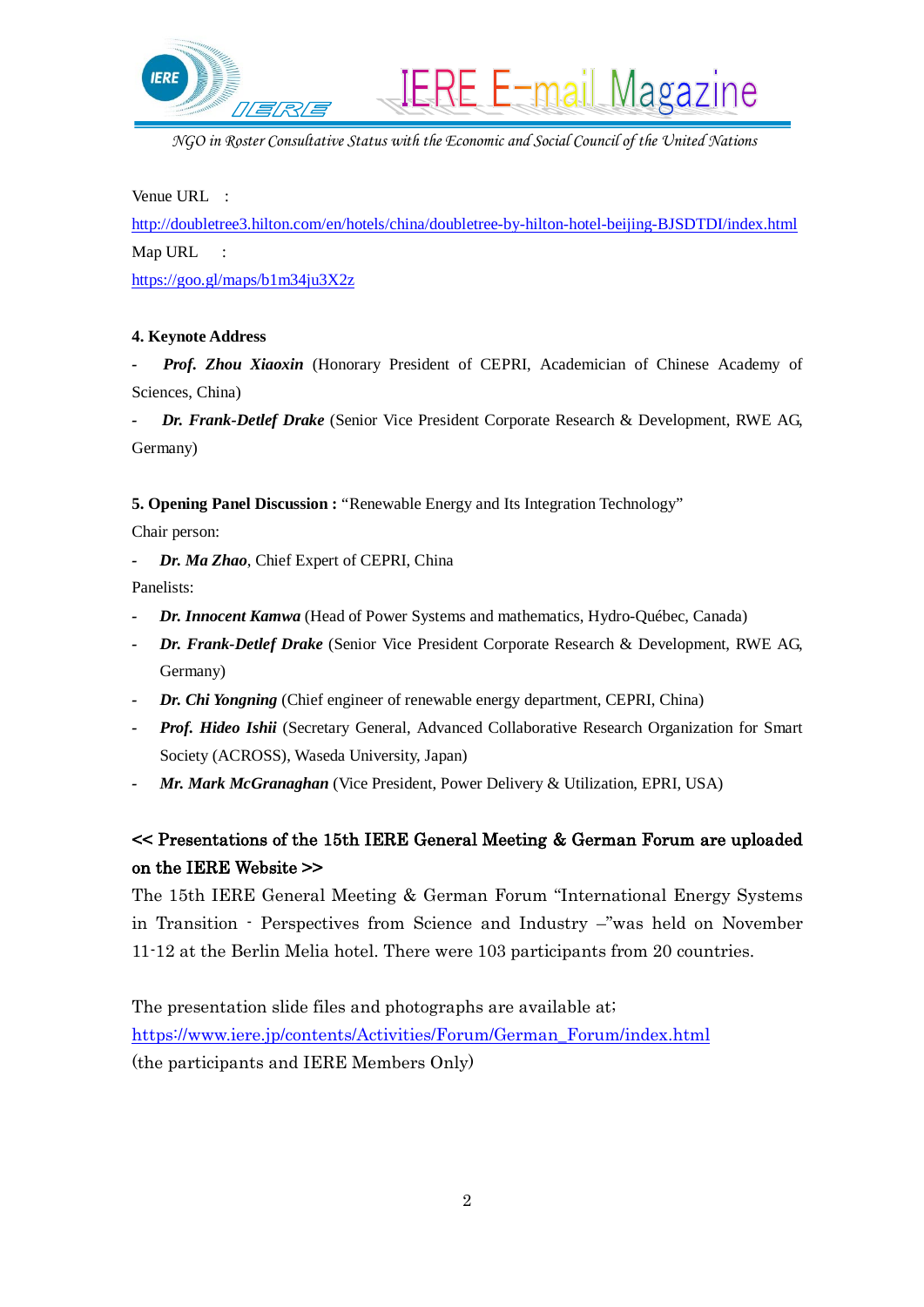Venue URL :

http://doubletree3.hilton.com/en/hotels/china/doubletree-by-hilton-hotel-beijing-BJSDTDI/index.html

Map URL :

https://goo.gl/maps/b1m34ju3X2z

**4. Keynote Address**

- ***Prof. Zhou Xiaoxin*** (Honorary President of CEPRI, Academician of Chinese Academy of Sciences, China)
- ***Dr. Frank-Detlef Drake*** (Senior Vice President Corporate Research & Development, RWE AG, Germany)

**5. Opening Panel Discussion :** "Renewable Energy and Its Integration Technology"

Chair person:

- ***Dr. Ma Zhao***, Chief Expert of CEPRI, China

Panelists:

- ***Dr. Innocent Kamwa*** (Head of Power Systems and mathematics, Hydro-Québec, Canada)
- ***Dr. Frank-Detlef Drake*** (Senior Vice President Corporate Research & Development, RWE AG, Germany)
- ***Dr. Chi Yongning*** (Chief engineer of renewable energy department, CEPRI, China)
- ***Prof. Hideo Ishii*** (Secretary General, Advanced Collaborative Research Organization for Smart Society (ACROSS), Waseda University, Japan)
- ***Mr. Mark McGranaghan*** (Vice President, Power Delivery & Utilization, EPRI, USA)

**<< Presentations of the 15th IERE General Meeting & German Forum are uploaded on the IERE Website >>**

The 15th IERE General Meeting & German Forum "International Energy Systems in Transition - Perspectives from Science and Industry –"was held on November 11-12 at the Berlin Melia hotel. There were 103 participants from 20 countries.

The presentation slide files and photographs are available at;

https://www.iere.jp/contents/Activities/Forum/German_Forum/index.html

(the participants and IERE Members Only)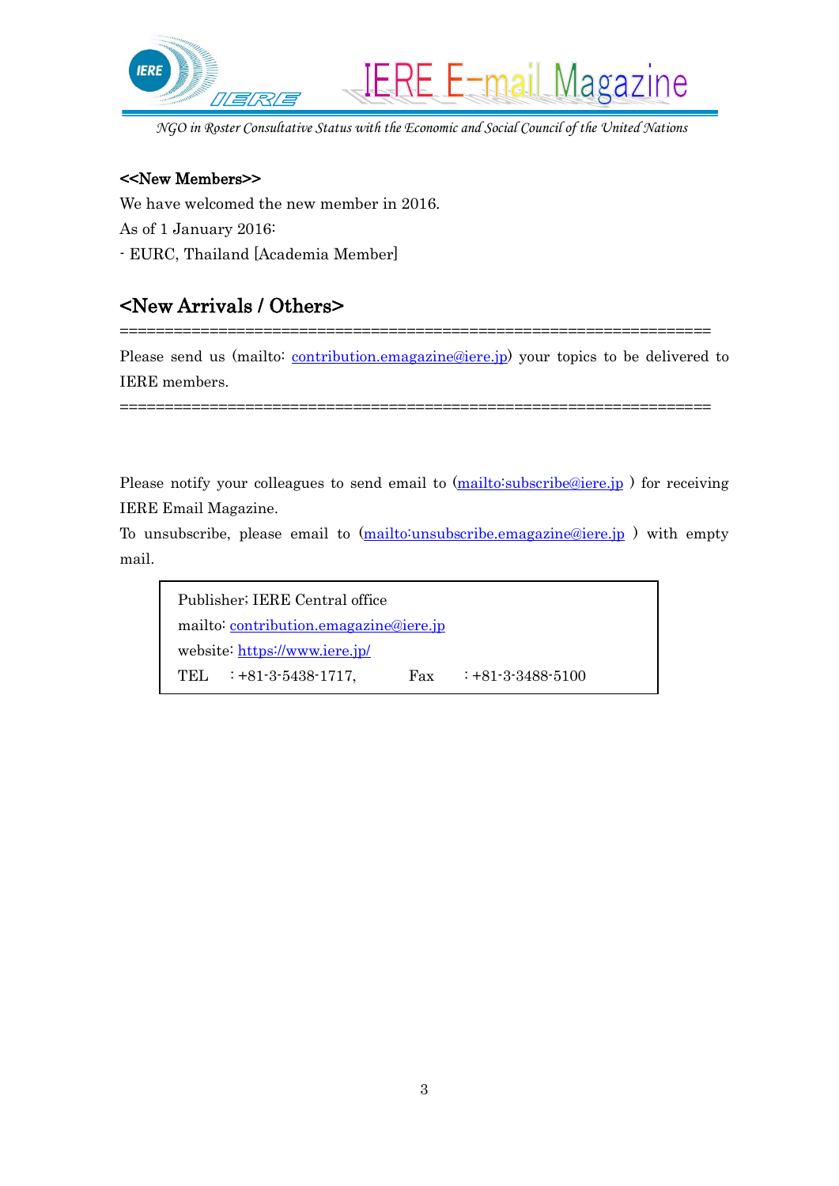**<<New Members>>**

We have welcomed the new member in 2016.

As of 1 January 2016:

- EURC, Thailand [Academia Member]

## <New Arrivals / Others>

==================================================================

Please send us (mailto: contribution.emagazine@iere.jp) your topics to be delivered to IERE members.

==================================================================

Please notify your colleagues to send email to (mailto:subscribe@iere.jp ) for receiving IERE Email Magazine.

To unsubscribe, please email to (mailto:unsubscribe.emagazine@iere.jp ) with empty mail.

Publisher; IERE Central office
mailto: contribution.emagazine@iere.jp
website: https://www.iere.jp/
TEL : +81-3-5438-1717, Fax : +81-3-3488-5100